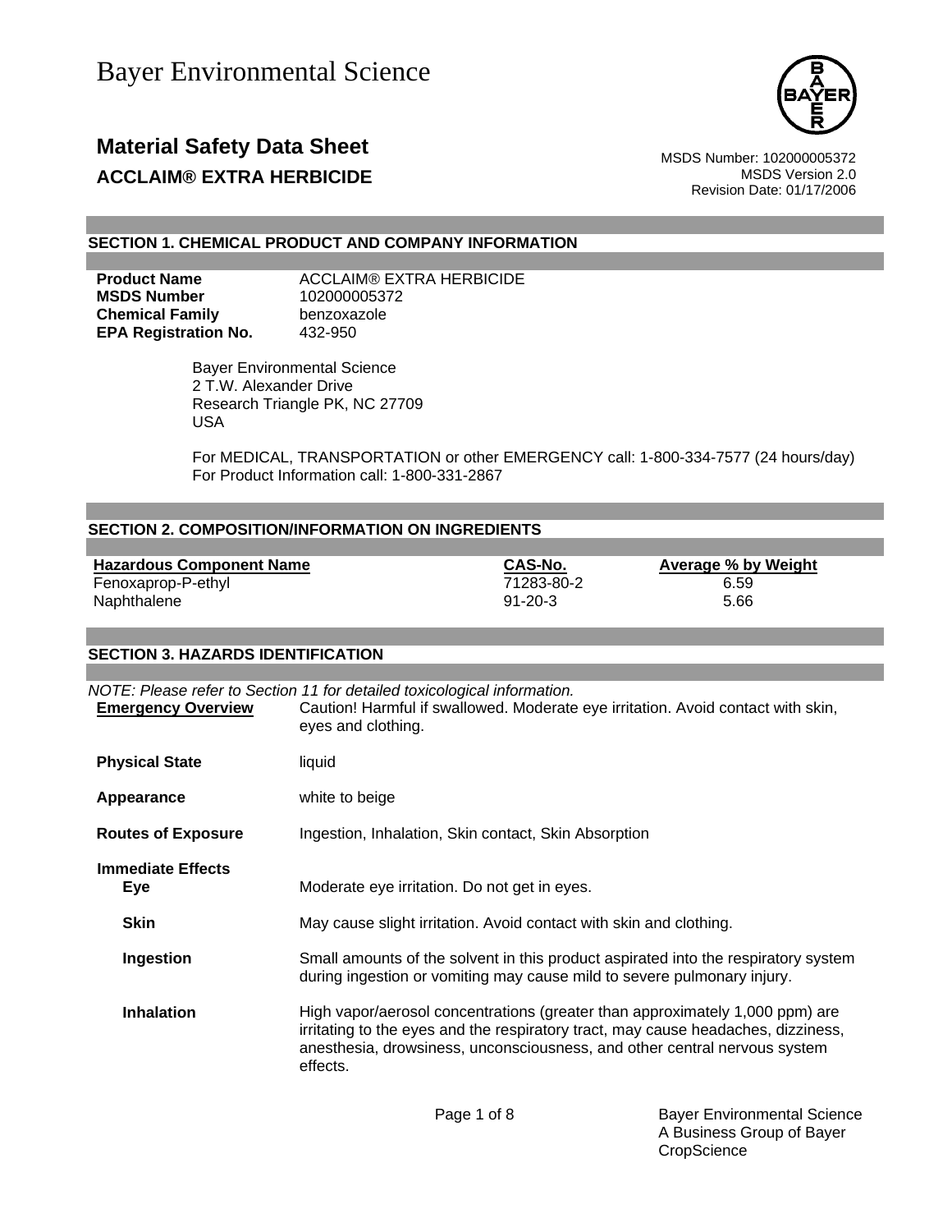# Bayer Environmental Science

## Material Safety Data Sheet

**ACCLAIM® EXTRA HERBICIDE**

MSDS Number: 102000005372
MSDS Version 2.0
Revision Date: 01/17/2006

### SECTION 1. CHEMICAL PRODUCT AND COMPANY INFORMATION

**Product Name** ACCLAIM® EXTRA HERBICIDE
**MSDS Number** 102000005372
**Chemical Family** benzoxazole
**EPA Registration No.** 432-950

Bayer Environmental Science
2 T.W. Alexander Drive
Research Triangle PK, NC 27709
USA

For MEDICAL, TRANSPORTATION or other EMERGENCY call: 1-800-334-7577 (24 hours/day)
For Product Information call: 1-800-331-2867

### SECTION 2. COMPOSITION/INFORMATION ON INGREDIENTS

| Hazardous Component Name | CAS-No. | Average % by Weight |
|---|---|---|
| Fenoxaprop-P-ethyl | 71283-80-2 | 6.59 |
| Naphthalene | 91-20-3 | 5.66 |

### SECTION 3. HAZARDS IDENTIFICATION

*NOTE: Please refer to Section 11 for detailed toxicological information.*

**Emergency Overview** Caution! Harmful if swallowed. Moderate eye irritation. Avoid contact with skin, eyes and clothing.

**Physical State** liquid

**Appearance** white to beige

**Routes of Exposure** Ingestion, Inhalation, Skin contact, Skin Absorption

**Immediate Effects**

**Eye** Moderate eye irritation. Do not get in eyes.

**Skin** May cause slight irritation. Avoid contact with skin and clothing.

**Ingestion** Small amounts of the solvent in this product aspirated into the respiratory system during ingestion or vomiting may cause mild to severe pulmonary injury.

**Inhalation** High vapor/aerosol concentrations (greater than approximately 1,000 ppm) are irritating to the eyes and the respiratory tract, may cause headaches, dizziness, anesthesia, drowsiness, unconsciousness, and other central nervous system effects.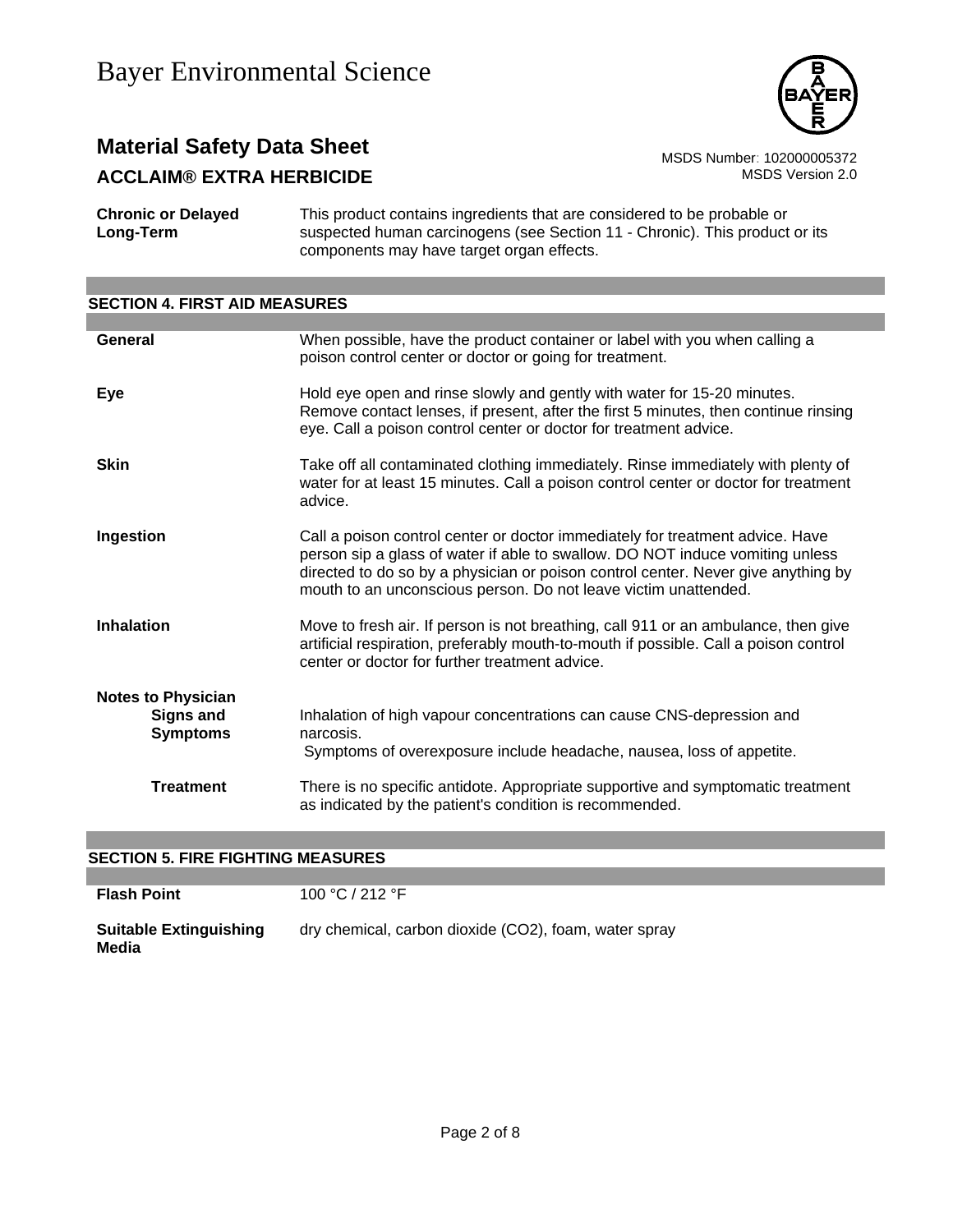| | |
|---|---|
| **Chronic or Delayed Long-Term** | This product contains ingredients that are considered to be probable or suspected human carcinogens (see Section 11 - Chronic). This product or its components may have target organ effects. |

## SECTION 4. FIRST AID MEASURES

| | |
|---|---|
| **General** | When possible, have the product container or label with you when calling a poison control center or doctor or going for treatment. |
| **Eye** | Hold eye open and rinse slowly and gently with water for 15-20 minutes. Remove contact lenses, if present, after the first 5 minutes, then continue rinsing eye. Call a poison control center or doctor for treatment advice. |
| **Skin** | Take off all contaminated clothing immediately. Rinse immediately with plenty of water for at least 15 minutes. Call a poison control center or doctor for treatment advice. |
| **Ingestion** | Call a poison control center or doctor immediately for treatment advice. Have person sip a glass of water if able to swallow. DO NOT induce vomiting unless directed to do so by a physician or poison control center. Never give anything by mouth to an unconscious person. Do not leave victim unattended. |
| **Inhalation** | Move to fresh air. If person is not breathing, call 911 or an ambulance, then give artificial respiration, preferably mouth-to-mouth if possible. Call a poison control center or doctor for further treatment advice. |
| **Notes to Physician** | |
| **Signs and Symptoms** | Inhalation of high vapour concentrations can cause CNS-depression and narcosis.<br>Symptoms of overexposure include headache, nausea, loss of appetite. |
| **Treatment** | There is no specific antidote. Appropriate supportive and symptomatic treatment as indicated by the patient's condition is recommended. |

## SECTION 5. FIRE FIGHTING MEASURES

| | |
|---|---|
| **Flash Point** | 100 °C / 212 °F |
| **Suitable Extinguishing Media** | dry chemical, carbon dioxide ($CO_2$), foam, water spray |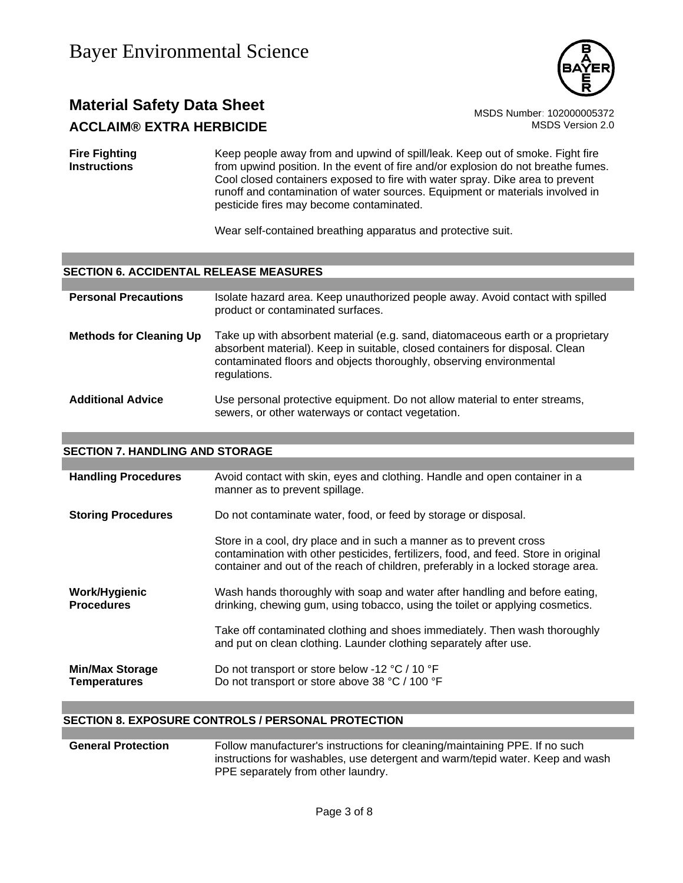| | |
|---|---|
| **Fire Fighting Instructions** | Keep people away from and upwind of spill/leak. Keep out of smoke. Fight fire from upwind position. In the event of fire and/or explosion do not breathe fumes. Cool closed containers exposed to fire with water spray. Dike area to prevent runoff and contamination of water sources. Equipment or materials involved in pesticide fires may become contaminated.<br><br>Wear self-contained breathing apparatus and protective suit. |

## SECTION 6. ACCIDENTAL RELEASE MEASURES

| | |
|---|---|
| **Personal Precautions** | Isolate hazard area. Keep unauthorized people away. Avoid contact with spilled product or contaminated surfaces. |
| **Methods for Cleaning Up** | Take up with absorbent material (e.g. sand, diatomaceous earth or a proprietary absorbent material). Keep in suitable, closed containers for disposal. Clean contaminated floors and objects thoroughly, observing environmental regulations. |
| **Additional Advice** | Use personal protective equipment. Do not allow material to enter streams, sewers, or other waterways or contact vegetation. |

## SECTION 7. HANDLING AND STORAGE

| | |
|---|---|
| **Handling Procedures** | Avoid contact with skin, eyes and clothing. Handle and open container in a manner as to prevent spillage. |
| **Storing Procedures** | Do not contaminate water, food, or feed by storage or disposal.<br><br>Store in a cool, dry place and in such a manner as to prevent cross contamination with other pesticides, fertilizers, food, and feed. Store in original container and out of the reach of children, preferably in a locked storage area. |
| **Work/Hygienic Procedures** | Wash hands thoroughly with soap and water after handling and before eating, drinking, chewing gum, using tobacco, using the toilet or applying cosmetics.<br><br>Take off contaminated clothing and shoes immediately. Then wash thoroughly and put on clean clothing. Launder clothing separately after use. |
| **Min/Max Storage Temperatures** | Do not transport or store below -12 °C / 10 °F<br>Do not transport or store above 38 °C / 100 °F |

## SECTION 8. EXPOSURE CONTROLS / PERSONAL PROTECTION

| | |
|---|---|
| **General Protection** | Follow manufacturer's instructions for cleaning/maintaining PPE. If no such instructions for washables, use detergent and warm/tepid water. Keep and wash PPE separately from other laundry. |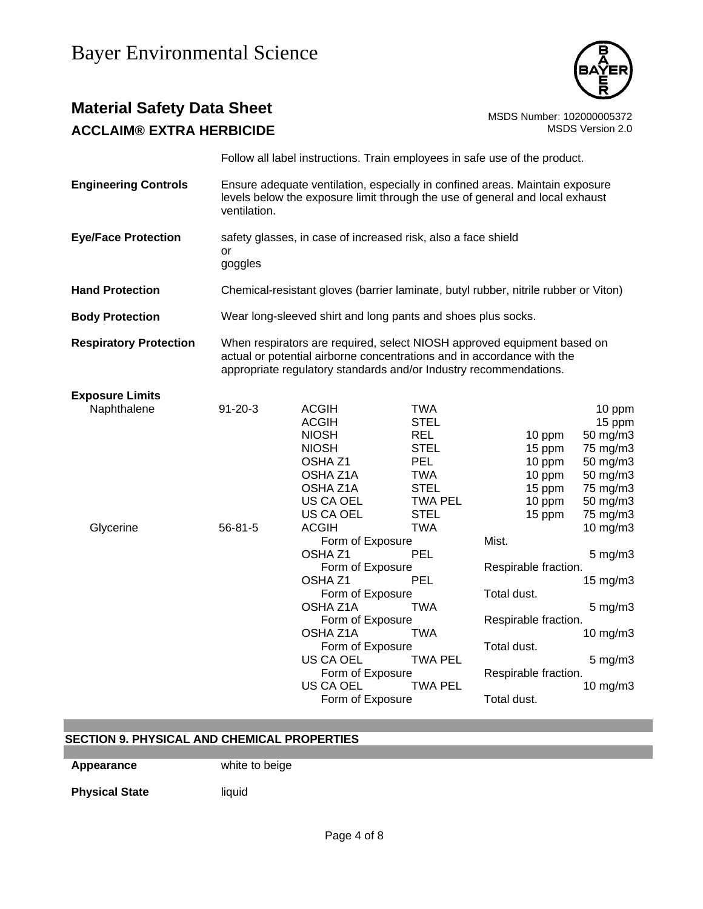Follow all label instructions. Train employees in safe use of the product.

**Engineering Controls** Ensure adequate ventilation, especially in confined areas. Maintain exposure levels below the exposure limit through the use of general and local exhaust ventilation.

**Eye/Face Protection** safety glasses, in case of increased risk, also a face shield
or
goggles

**Hand Protection** Chemical-resistant gloves (barrier laminate, butyl rubber, nitrile rubber or Viton)

**Body Protection** Wear long-sleeved shirt and long pants and shoes plus socks.

**Respiratory Protection** When respirators are required, select NIOSH approved equipment based on actual or potential airborne concentrations and in accordance with the appropriate regulatory standards and/or Industry recommendations.

**Exposure Limits**

| Component | CAS | Source | Type | ppm | Value |
|---|---|---|---|---|---|
| Naphthalene | 91-20-3 | ACGIH | TWA | | 10 ppm |
| | | ACGIH | STEL | | 15 ppm |
| | | NIOSH | REL | 10 ppm | 50 mg/m3 |
| | | NIOSH | STEL | 15 ppm | 75 mg/m3 |
| | | OSHA Z1 | PEL | 10 ppm | 50 mg/m3 |
| | | OSHA Z1A | TWA | 10 ppm | 50 mg/m3 |
| | | OSHA Z1A | STEL | 15 ppm | 75 mg/m3 |
| | | US CA OEL | TWA PEL | 10 ppm | 50 mg/m3 |
| | | US CA OEL | STEL | 15 ppm | 75 mg/m3 |
| Glycerine | 56-81-5 | ACGIH | TWA | | 10 mg/m3 |
| | | Form of Exposure | | Mist. | |
| | | OSHA Z1 | PEL | | 5 mg/m3 |
| | | Form of Exposure | | Respirable fraction. | |
| | | OSHA Z1 | PEL | | 15 mg/m3 |
| | | Form of Exposure | | Total dust. | |
| | | OSHA Z1A | TWA | | 5 mg/m3 |
| | | Form of Exposure | | Respirable fraction. | |
| | | OSHA Z1A | TWA | | 10 mg/m3 |
| | | Form of Exposure | | Total dust. | |
| | | US CA OEL | TWA PEL | | 5 mg/m3 |
| | | Form of Exposure | | Respirable fraction. | |
| | | US CA OEL | TWA PEL | | 10 mg/m3 |
| | | Form of Exposure | | Total dust. | |

## SECTION 9. PHYSICAL AND CHEMICAL PROPERTIES

**Appearance** white to beige

**Physical State** liquid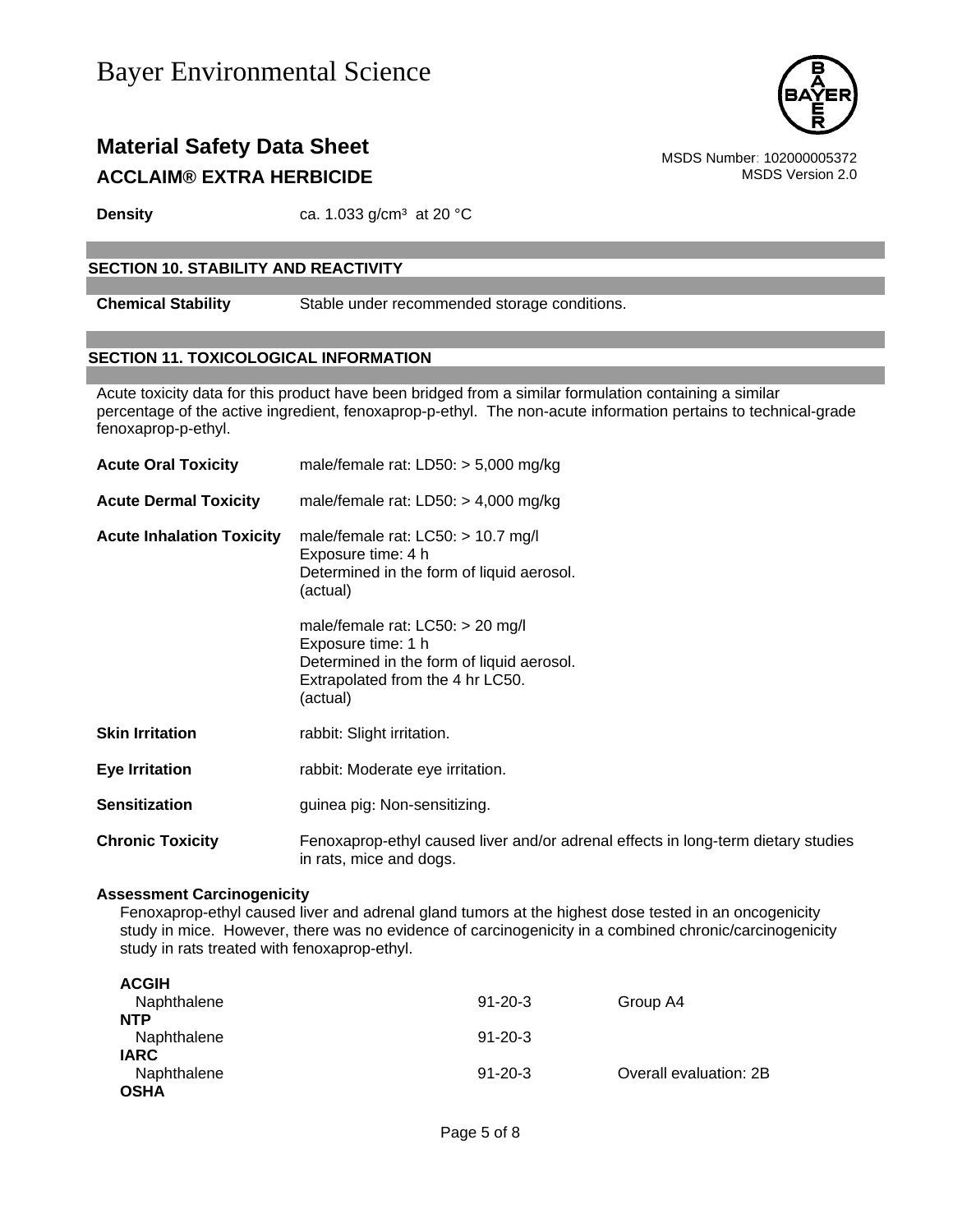| | |
|---|---|
| **Density** | ca. 1.033 g/cm³ at 20 °C |

## SECTION 10. STABILITY AND REACTIVITY

| | |
|---|---|
| **Chemical Stability** | Stable under recommended storage conditions. |

## SECTION 11. TOXICOLOGICAL INFORMATION

Acute toxicity data for this product have been bridged from a similar formulation containing a similar percentage of the active ingredient, fenoxaprop-p-ethyl. The non-acute information pertains to technical-grade fenoxaprop-p-ethyl.

| | |
|---|---|
| **Acute Oral Toxicity** | male/female rat: LD50: > 5,000 mg/kg |
| **Acute Dermal Toxicity** | male/female rat: LD50: > 4,000 mg/kg |
| **Acute Inhalation Toxicity** | male/female rat: LC50: > 10.7 mg/l<br>Exposure time: 4 h<br>Determined in the form of liquid aerosol.<br>(actual)<br><br>male/female rat: LC50: > 20 mg/l<br>Exposure time: 1 h<br>Determined in the form of liquid aerosol.<br>Extrapolated from the 4 hr LC50.<br>(actual) |
| **Skin Irritation** | rabbit: Slight irritation. |
| **Eye Irritation** | rabbit: Moderate eye irritation. |
| **Sensitization** | guinea pig: Non-sensitizing. |
| **Chronic Toxicity** | Fenoxaprop-ethyl caused liver and/or adrenal effects in long-term dietary studies in rats, mice and dogs. |

**Assessment Carcinogenicity**

Fenoxaprop-ethyl caused liver and adrenal gland tumors at the highest dose tested in an oncogenicity study in mice. However, there was no evidence of carcinogenicity in a combined chronic/carcinogenicity study in rats treated with fenoxaprop-ethyl.

| | | |
|---|---|---|
| **ACGIH** | | |
| Naphthalene | 91-20-3 | Group A4 |
| **NTP** | | |
| Naphthalene | 91-20-3 | |
| **IARC** | | |
| Naphthalene | 91-20-3 | Overall evaluation: 2B |
| **OSHA** | | |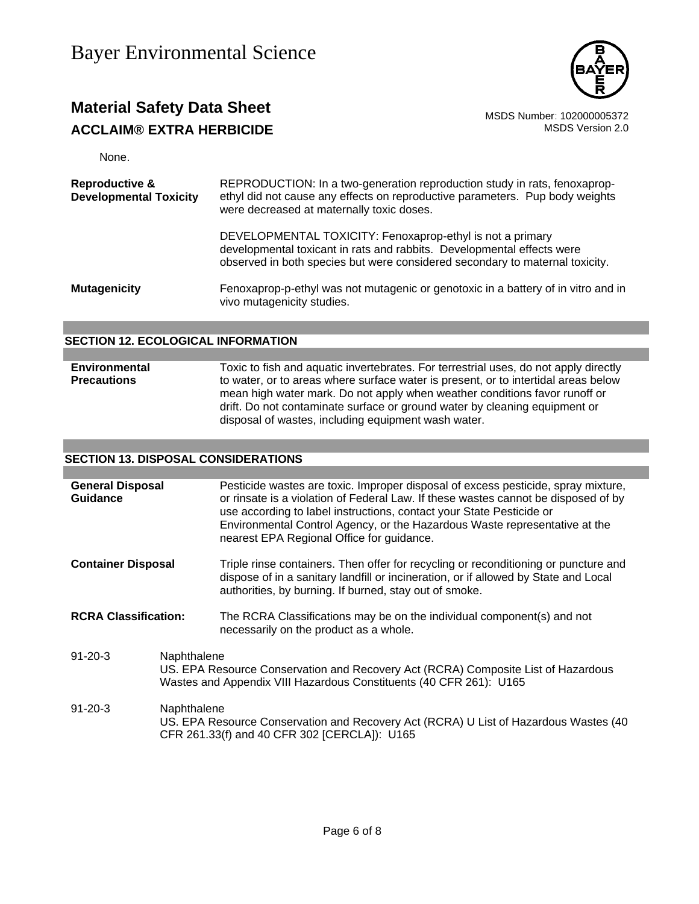None.

| | |
|---|---|
| **Reproductive & Developmental Toxicity** | REPRODUCTION: In a two-generation reproduction study in rats, fenoxaprop-ethyl did not cause any effects on reproductive parameters. Pup body weights were decreased at maternally toxic doses.<br><br>DEVELOPMENTAL TOXICITY: Fenoxaprop-ethyl is not a primary developmental toxicant in rats and rabbits. Developmental effects were observed in both species but were considered secondary to maternal toxicity. |
| **Mutagenicity** | Fenoxaprop-p-ethyl was not mutagenic or genotoxic in a battery of in vitro and in vivo mutagenicity studies. |

## SECTION 12. ECOLOGICAL INFORMATION

| | |
|---|---|
| **Environmental Precautions** | Toxic to fish and aquatic invertebrates. For terrestrial uses, do not apply directly to water, or to areas where surface water is present, or to intertidal areas below mean high water mark. Do not apply when weather conditions favor runoff or drift. Do not contaminate surface or ground water by cleaning equipment or disposal of wastes, including equipment wash water. |

## SECTION 13. DISPOSAL CONSIDERATIONS

| | |
|---|---|
| **General Disposal Guidance** | Pesticide wastes are toxic. Improper disposal of excess pesticide, spray mixture, or rinsate is a violation of Federal Law. If these wastes cannot be disposed of by use according to label instructions, contact your State Pesticide or Environmental Control Agency, or the Hazardous Waste representative at the nearest EPA Regional Office for guidance. |
| **Container Disposal** | Triple rinse containers. Then offer for recycling or reconditioning or puncture and dispose of in a sanitary landfill or incineration, or if allowed by State and Local authorities, by burning. If burned, stay out of smoke. |
| **RCRA Classification:** | The RCRA Classifications may be on the individual component(s) and not necessarily on the product as a whole. |

| | |
|---|---|
| 91-20-3 | Naphthalene<br>US. EPA Resource Conservation and Recovery Act (RCRA) Composite List of Hazardous Wastes and Appendix VIII Hazardous Constituents (40 CFR 261): U165 |
| 91-20-3 | Naphthalene<br>US. EPA Resource Conservation and Recovery Act (RCRA) U List of Hazardous Wastes (40 CFR 261.33(f) and 40 CFR 302 [CERCLA]): U165 |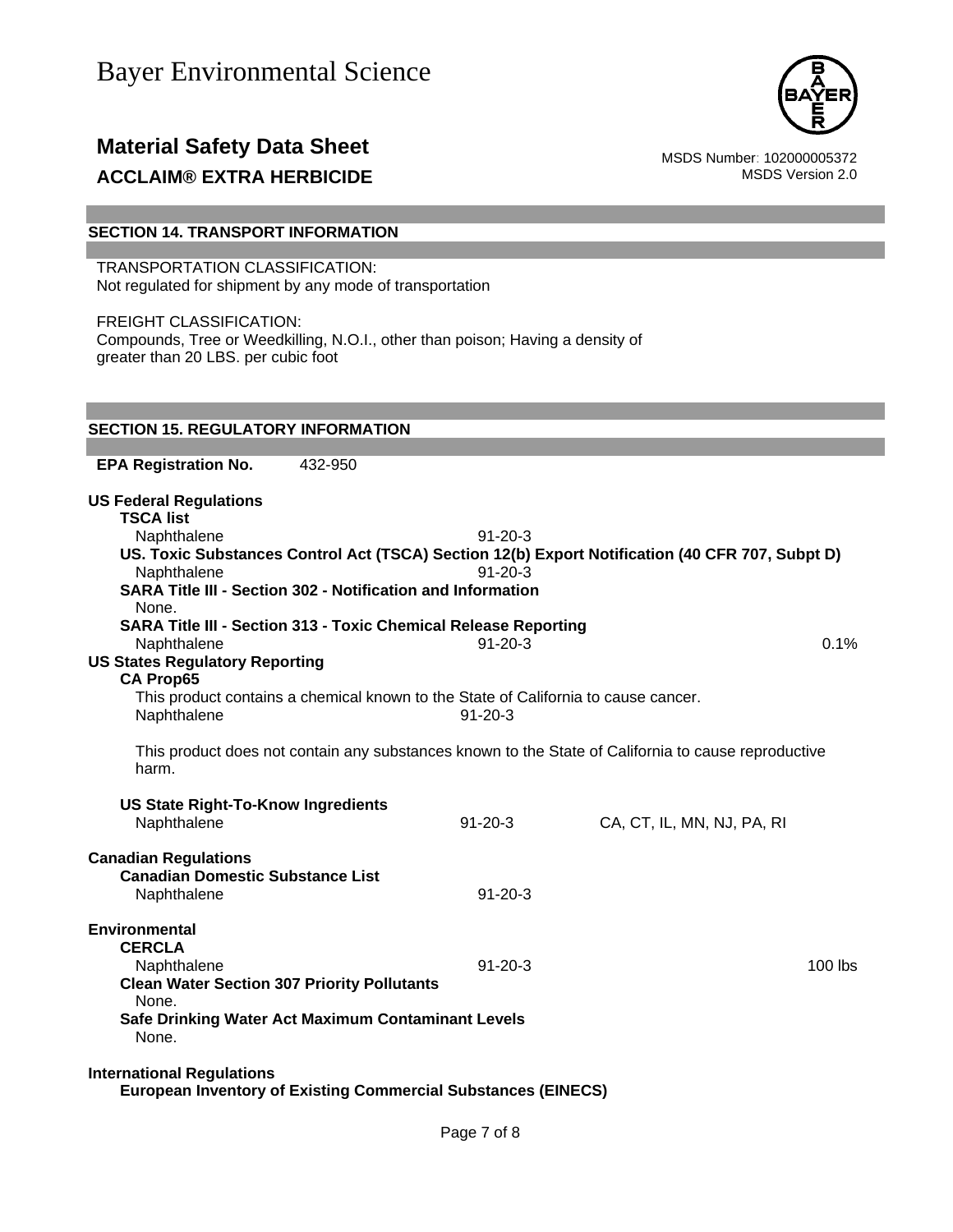## SECTION 14. TRANSPORT INFORMATION

TRANSPORTATION CLASSIFICATION:
Not regulated for shipment by any mode of transportation

FREIGHT CLASSIFICATION:
Compounds, Tree or Weedkilling, N.O.I., other than poison; Having a density of greater than 20 LBS. per cubic foot

## SECTION 15. REGULATORY INFORMATION

**EPA Registration No.** 432-950

**US Federal Regulations**

**TSCA list**

| | | |
|---|---|---|
| Naphthalene | 91-20-3 | |

**US. Toxic Substances Control Act (TSCA) Section 12(b) Export Notification (40 CFR 707, Subpt D)**

| | | |
|---|---|---|
| Naphthalene | 91-20-3 | |

**SARA Title III - Section 302 - Notification and Information**

None.

**SARA Title III - Section 313 - Toxic Chemical Release Reporting**

| | | |
|---|---|---|
| Naphthalene | 91-20-3 | 0.1% |

**US States Regulatory Reporting**

**CA Prop65**

This product contains a chemical known to the State of California to cause cancer.

| | |
|---|---|
| Naphthalene | 91-20-3 |

This product does not contain any substances known to the State of California to cause reproductive harm.

**US State Right-To-Know Ingredients**

| | | |
|---|---|---|
| Naphthalene | 91-20-3 | CA, CT, IL, MN, NJ, PA, RI |

**Canadian Regulations**

**Canadian Domestic Substance List**

| | |
|---|---|
| Naphthalene | 91-20-3 |

**Environmental**

**CERCLA**

| | | |
|---|---|---|
| Naphthalene | 91-20-3 | 100 lbs |

**Clean Water Section 307 Priority Pollutants**

None.

**Safe Drinking Water Act Maximum Contaminant Levels**

None.

**International Regulations**

**European Inventory of Existing Commercial Substances (EINECS)**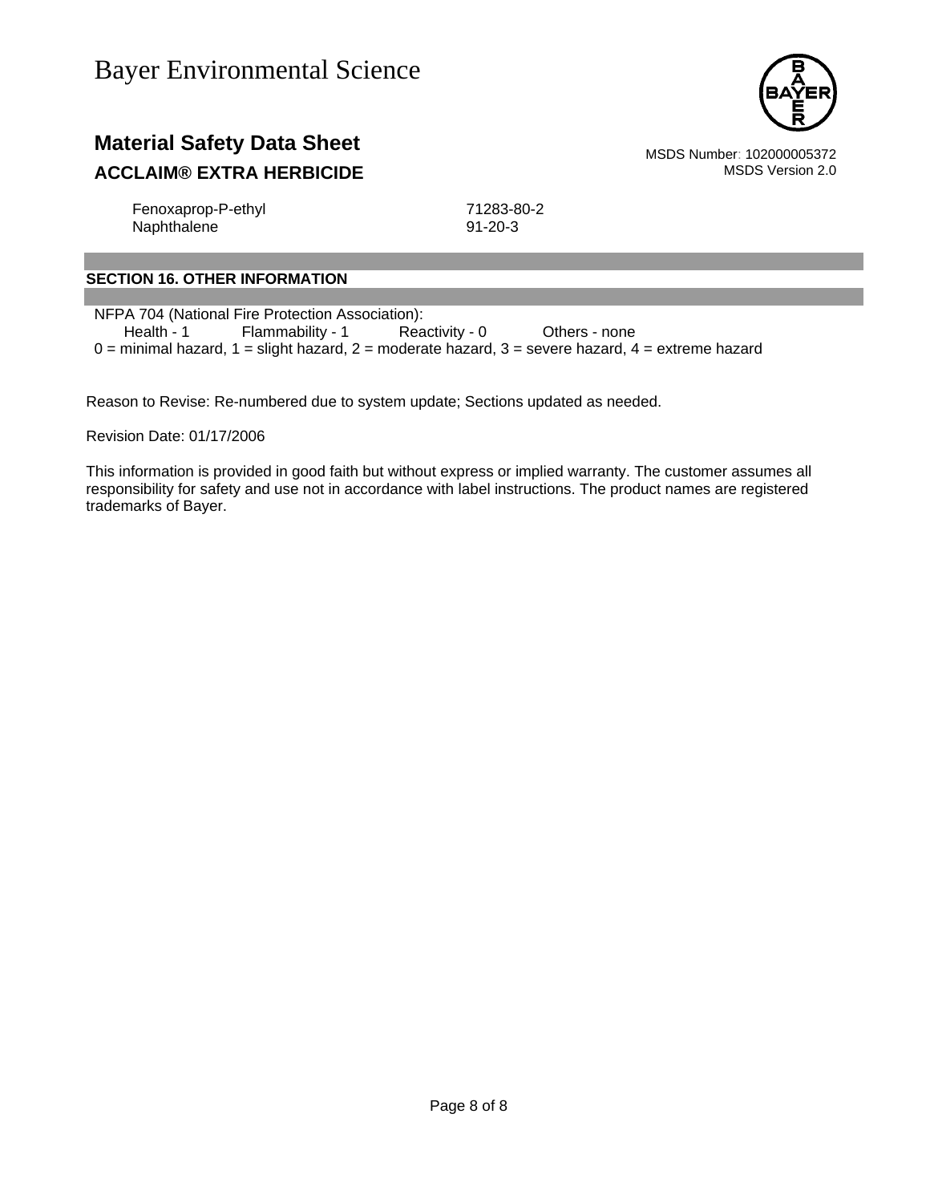| | |
|---|---|
| Fenoxaprop-P-ethyl | 71283-80-2 |
| Naphthalene | 91-20-3 |

## SECTION 16. OTHER INFORMATION

NFPA 704 (National Fire Protection Association):

Health - 1 Flammability - 1 Reactivity - 0 Others - none

0 = minimal hazard, 1 = slight hazard, 2 = moderate hazard, 3 = severe hazard, 4 = extreme hazard

Reason to Revise: Re-numbered due to system update; Sections updated as needed.

Revision Date: 01/17/2006

This information is provided in good faith but without express or implied warranty. The customer assumes all responsibility for safety and use not in accordance with label instructions. The product names are registered trademarks of Bayer.